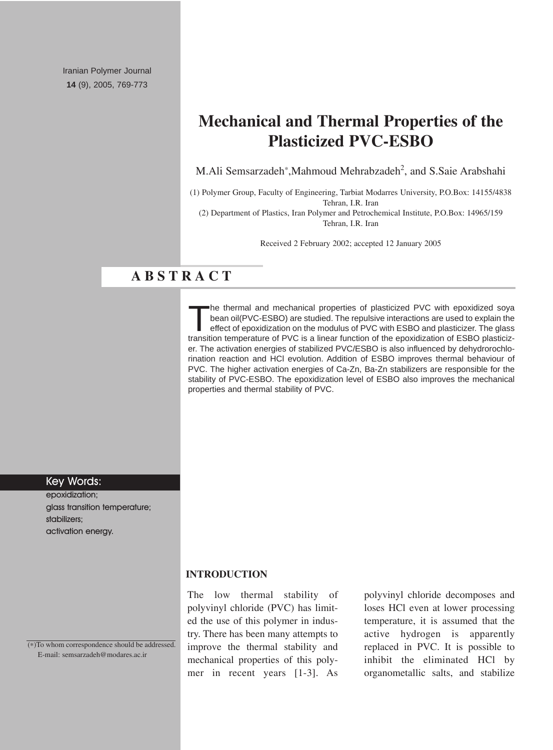# Mechanical and Thermal Properties of the Plasticized PVC-ESBO

M.Ali Semsarzadeh*, Mahmoud Mehrabzadeh[2], and S.Saie Arabshahi

(1) Polymer Group, Faculty of Engineering, Tarbiat Modarres University, P.O.Box: 14155/4838 Tehran, I.R. Iran

(2) Department of Plastics, Iran Polymer and Petrochemical Institute, P.O.Box: 14965/159 Tehran, I.R. Iran

Received 2 February 2002; accepted 12 January 2005

## ABSTRACT

The thermal and mechanical properties of plasticized PVC with epoxidized soya bean oil(PVC-ESBO) are studied. The repulsive interactions are used to explain the effect of epoxidization on the modulus of PVC with ESBO and plasticizer. The glass transition temperature of PVC is a linear function of the epoxidization of ESBO plasticizer. The activation energies of stabilized PVC/ESBO is also influenced by dehydrorochlorination reaction and HCl evolution. Addition of ESBO improves thermal behaviour of PVC. The higher activation energies of Ca-Zn, Ba-Zn stabilizers are responsible for the stability of PVC-ESBO. The epoxidization level of ESBO also improves the mechanical properties and thermal stability of PVC.

**Key Words:**

epoxidization;
glass transition temperature;
stabilizers;
activation energy.

(*)To whom correspondence should be addressed.
E-mail: semsarzadeh@modares.ac.ir

## INTRODUCTION

The low thermal stability of polyvinyl chloride (PVC) has limited the use of this polymer in industry. There has been many attempts to improve the thermal stability and mechanical properties of this polymer in recent years [1-3]. As polyvinyl chloride decomposes and loses HCl even at lower processing temperature, it is assumed that the active hydrogen is apparently replaced in PVC. It is possible to inhibit the eliminated HCl by organometallic salts, and stabilize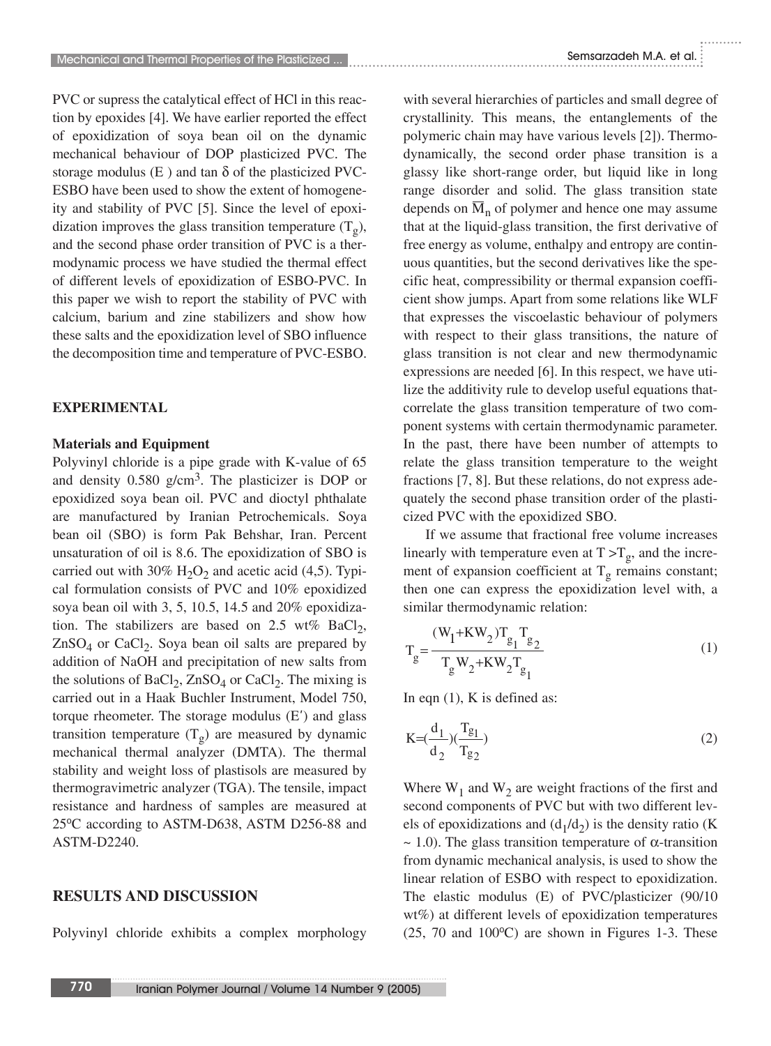PVC or supress the catalytical effect of HCl in this reaction by epoxides [4]. We have earlier reported the effect of epoxidization of soya bean oil on the dynamic mechanical behaviour of DOP plasticized PVC. The storage modulus (E ) and tan δ of the plasticized PVC-ESBO have been used to show the extent of homogeneity and stability of PVC [5]. Since the level of epoxidization improves the glass transition temperature ($T_g$), and the second phase order transition of PVC is a thermodynamic process we have studied the thermal effect of different levels of epoxidization of ESBO-PVC. In this paper we wish to report the stability of PVC with calcium, barium and zine stabilizers and show how these salts and the epoxidization level of SBO influence the decomposition time and temperature of PVC-ESBO.

## EXPERIMENTAL

### Materials and Equipment

Polyvinyl chloride is a pipe grade with K-value of 65 and density 0.580 g/cm$^3$. The plasticizer is DOP or epoxidized soya bean oil. PVC and dioctyl phthalate are manufactured by Iranian Petrochemicals. Soya bean oil (SBO) is form Pak Behshar, Iran. Percent unsaturation of oil is 8.6. The epoxidization of SBO is carried out with 30% $H_2O_2$ and acetic acid (4,5). Typical formulation consists of PVC and 10% epoxidized soya bean oil with 3, 5, 10.5, 14.5 and 20% epoxidization. The stabilizers are based on 2.5 wt% $BaCl_2$, $ZnSO_4$ or $CaCl_2$. Soya bean oil salts are prepared by addition of NaOH and precipitation of new salts from the solutions of $BaCl_2$, $ZnSO_4$ or $CaCl_2$. The mixing is carried out in a Haak Buchler Instrument, Model 750, torque rheometer. The storage modulus (E′) and glass transition temperature ($T_g$) are measured by dynamic mechanical thermal analyzer (DMTA). The thermal stability and weight loss of plastisols are measured by thermogravimetric analyzer (TGA). The tensile, impact resistance and hardness of samples are measured at 25°C according to ASTM-D638, ASTM D256-88 and ASTM-D2240.

## RESULTS AND DISCUSSION

Polyvinyl chloride exhibits a complex morphology with several hierarchies of particles and small degree of crystallinity. This means, the entanglements of the polymeric chain may have various levels [2]). Thermodynamically, the second order phase transition is a glassy like short-range order, but liquid like in long range disorder and solid. The glass transition state depends on $\overline{M}_n$ of polymer and hence one may assume that at the liquid-glass transition, the first derivative of free energy as volume, enthalpy and entropy are continuous quantities, but the second derivatives like the specific heat, compressibility or thermal expansion coefficient show jumps. Apart from some relations like WLF that expresses the viscoelastic behaviour of polymers with respect to their glass transitions, the nature of glass transition is not clear and new thermodynamic expressions are needed [6]. In this respect, we have utilize the additivity rule to develop useful equations thatcorrelate the glass transition temperature of two component systems with certain thermodynamic parameter. In the past, there have been number of attempts to relate the glass transition temperature to the weight fractions [7, 8]. But these relations, do not express adequately the second phase transition order of the plasticized PVC with the epoxidized SBO.

If we assume that fractional free volume increases linearly with temperature even at $T > T_g$, and the increment of expansion coefficient at $T_g$ remains constant; then one can express the epoxidization level with, a similar thermodynamic relation:

$$T_g = \frac{(W_1 + KW_2)T_{g_1}T_{g_2}}{T_g W_2 + KW_2 T_{g_1}} \qquad (1)$$

In eqn (1), K is defined as:

$$K = \left(\frac{d_1}{d_2}\right)\left(\frac{T_{g_1}}{T_{g_2}}\right) \qquad (2)$$

Where $W_1$ and $W_2$ are weight fractions of the first and second components of PVC but with two different levels of epoxidizations and ($d_1/d_2$) is the density ratio (K ~ 1.0). The glass transition temperature of α-transition from dynamic mechanical analysis, is used to show the linear relation of ESBO with respect to epoxidization. The elastic modulus (E) of PVC/plasticizer (90/10 wt%) at different levels of epoxidization temperatures (25, 70 and 100ºC) are shown in Figures 1-3. These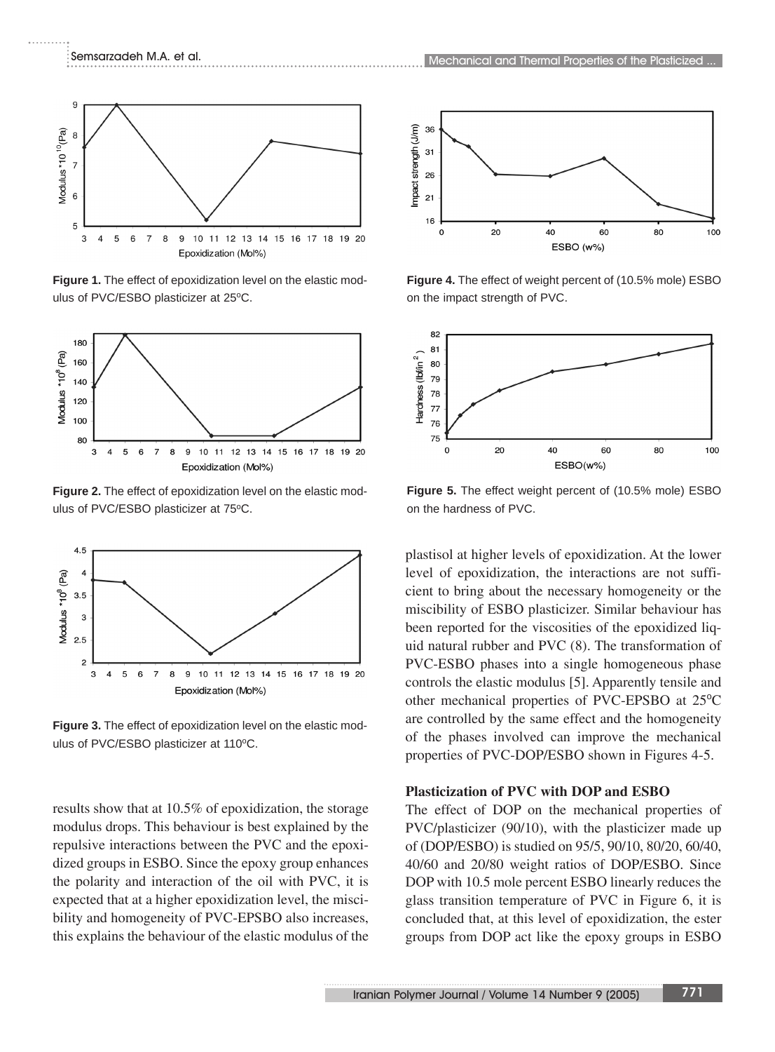Modulus *10^10 (Pa)

9

8

7

6

5

3 4 5 6 7 8 9 10 11 12 13 14 15 16 17 18 19 20

Epoxidization (Mol%)

**Figure 1.** The effect of epoxidization level on the elastic modulus of PVC/ESBO plasticizer at 25°C.

Modulus *10^8 (Pa)

180

160

140

120

100

80

3 4 5 6 7 8 9 10 11 12 13 14 15 16 17 18 19 20

Epoxidization (Mol%)

**Figure 2.** The effect of epoxidization level on the elastic modulus of PVC/ESBO plasticizer at 75°C.

Modulus *10^8 (Pa)

4.5

4

3.5

3

2.5

2

3 4 5 6 7 8 9 10 11 12 13 14 15 16 17 18 19 20

Epoxidization (Mol%)

**Figure 3.** The effect of epoxidization level on the elastic modulus of PVC/ESBO plasticizer at 110°C.

results show that at 10.5% of epoxidization, the storage modulus drops. This behaviour is best explained by the repulsive interactions between the PVC and the epoxidized groups in ESBO. Since the epoxy group enhances the polarity and interaction of the oil with PVC, it is expected that at a higher epoxidization level, the miscibility and homogeneity of PVC-EPSBO also increases, this explains the behaviour of the elastic modulus of the

Impact strength (J/m)

36

31

26

21

16

0 20 40 60 80 100

ESBO (w%)

**Figure 4.** The effect of weight percent of (10.5% mole) ESBO on the impact strength of PVC.

Hardness (lbf/in^2)

82

81

80

79

78

77

76

75

0 20 40 60 80 100

ESBO(w%)

**Figure 5.** The effect weight percent of (10.5% mole) ESBO on the hardness of PVC.

plastisol at higher levels of epoxidization. At the lower level of epoxidization, the interactions are not sufficient to bring about the necessary homogeneity or the miscibility of ESBO plasticizer. Similar behaviour has been reported for the viscosities of the epoxidized liquid natural rubber and PVC (8). The transformation of PVC-ESBO phases into a single homogeneous phase controls the elastic modulus [5]. Apparently tensile and other mechanical properties of PVC-EPSBO at 25°C are controlled by the same effect and the homogeneity of the phases involved can improve the mechanical properties of PVC-DOP/ESBO shown in Figures 4-5.

**Plasticization of PVC with DOP and ESBO**

The effect of DOP on the mechanical properties of PVC/plasticizer (90/10), with the plasticizer made up of (DOP/ESBO) is studied on 95/5, 90/10, 80/20, 60/40, 40/60 and 20/80 weight ratios of DOP/ESBO. Since DOP with 10.5 mole percent ESBO linearly reduces the glass transition temperature of PVC in Figure 6, it is concluded that, at this level of epoxidization, the ester groups from DOP act like the epoxy groups in ESBO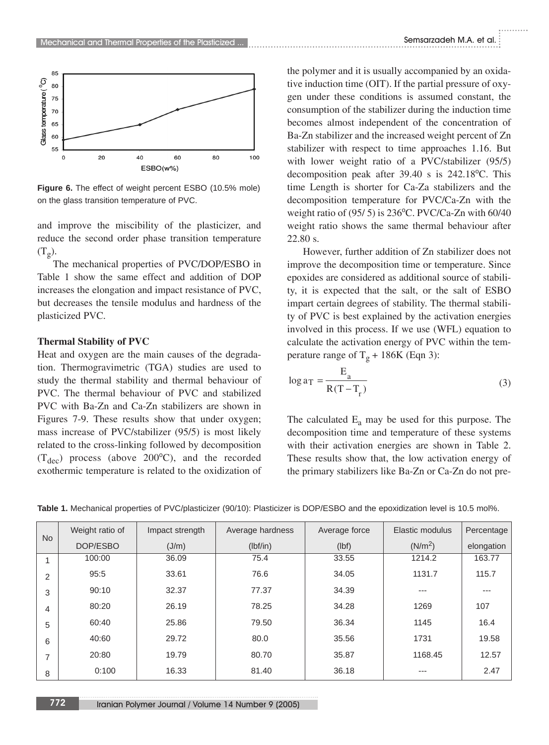85
80
75
70
65
60
55
Glass temperature (°C)
0 20 40 60 80 100
ESBO(w%)

**Figure 6.** The effect of weight percent ESBO (10.5% mole) on the glass transition temperature of PVC.

and improve the miscibility of the plasticizer, and reduce the second order phase transition temperature ($T_g$).

The mechanical properties of PVC/DOP/ESBO in Table 1 show the same effect and addition of DOP increases the elongation and impact resistance of PVC, but decreases the tensile modulus and hardness of the plasticized PVC.

### Thermal Stability of PVC

Heat and oxygen are the main causes of the degradation. Thermogravimetric (TGA) studies are used to study the thermal stability and thermal behaviour of PVC. The thermal behaviour of PVC and stabilized PVC with Ba-Zn and Ca-Zn stabilizers are shown in Figures 7-9. These results show that under oxygen; mass increase of PVC/stabilizer (95/5) is most likely related to the cross-linking followed by decomposition ($T_{dec}$) process (above 200°C), and the recorded exothermic temperature is related to the oxidization of the polymer and it is usually accompanied by an oxidative induction time (OIT). If the partial pressure of oxygen under these conditions is assumed constant, the consumption of the stabilizer during the induction time becomes almost independent of the concentration of Ba-Zn stabilizer and the increased weight percent of Zn stabilizer with respect to time approaches 1.16. But with lower weight ratio of a PVC/stabilizer (95/5) decomposition peak after 39.40 s is 242.18°C. This time Length is shorter for Ca-Za stabilizers and the decomposition temperature for PVC/Ca-Zn with the weight ratio of (95/ 5) is 236°C. PVC/Ca-Zn with 60/40 weight ratio shows the same thermal behaviour after 22.80 s.

However, further addition of Zn stabilizer does not improve the decomposition time or temperature. Since epoxides are considered as additional source of stability, it is expected that the salt, or the salt of ESBO impart certain degrees of stability. The thermal stability of PVC is best explained by the activation energies involved in this process. If we use (WFL) equation to calculate the activation energy of PVC within the temperature range of $T_g$ + 186K (Eqn 3):

$$\log a_T = \frac{E_a}{R(T - T_r)} \tag{3}$$

The calculated $E_a$ may be used for this purpose. The decomposition time and temperature of these systems with their activation energies are shown in Table 2. These results show that, the low activation energy of the primary stabilizers like Ba-Zn or Ca-Zn do not pre-

**Table 1.** Mechanical properties of PVC/plasticizer (90/10): Plasticizer is DOP/ESBO and the epoxidization level is 10.5 mol%.

| No | Weight ratio of DOP/ESBO | Impact strength (J/m) | Average hardness (lbf/in) | Average force (lbf) | Elastic modulus ($N/m^2$) | Percentage elongation |
|---|---|---|---|---|---|---|
| 1 | 100:00 | 36.09 | 75.4 | 33.55 | 1214.2 | 163.77 |
| 2 | 95:5 | 33.61 | 76.6 | 34.05 | 1131.7 | 115.7 |
| 3 | 90:10 | 32.37 | 77.37 | 34.39 | --- | --- |
| 4 | 80:20 | 26.19 | 78.25 | 34.28 | 1269 | 107 |
| 5 | 60:40 | 25.86 | 79.50 | 36.34 | 1145 | 16.4 |
| 6 | 40:60 | 29.72 | 80.0 | 35.56 | 1731 | 19.58 |
| 7 | 20:80 | 19.79 | 80.70 | 35.87 | 1168.45 | 12.57 |
| 8 | 0:100 | 16.33 | 81.40 | 36.18 | --- | 2.47 |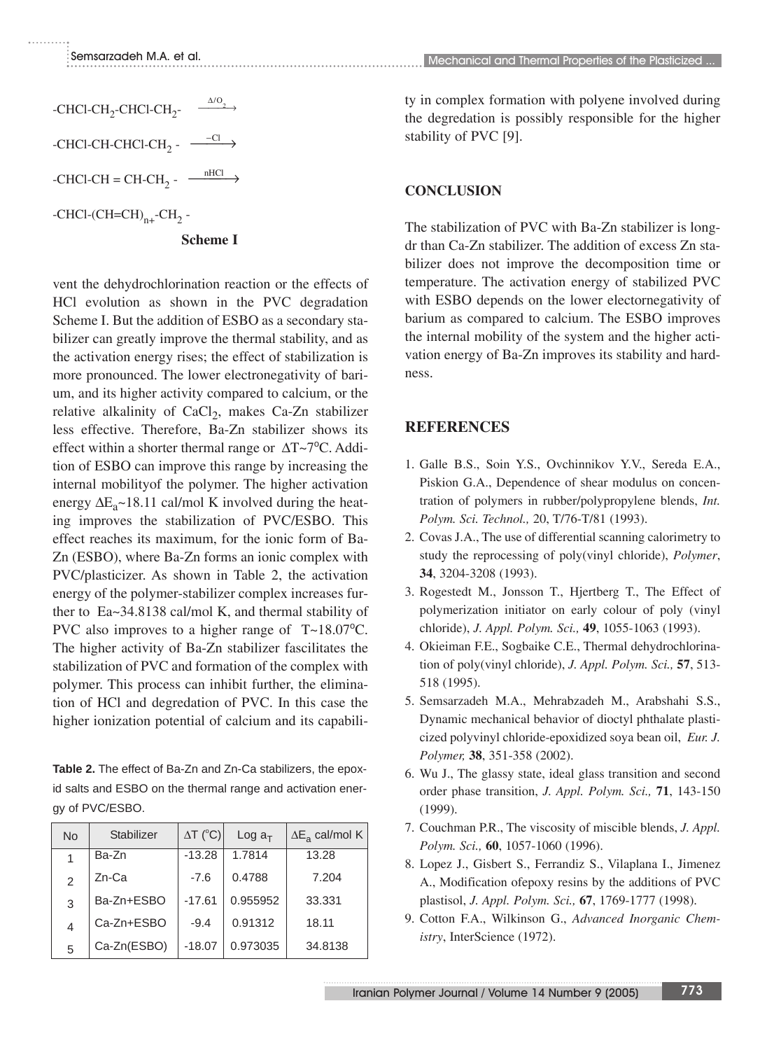$$-CHCl\text{-}CH_2\text{-}CHCl\text{-}CH_2\text{-} \xrightarrow{\Delta/O_2}$$

$$-CHCl\text{-}CH\text{-}CHCl\text{-}CH_2\text{-} \xrightarrow{-Cl}$$

$$-CHCl\text{-}CH = CH\text{-}CH_2\text{-} \xrightarrow{nHCl}$$

$$-CHCl\text{-}(CH{=}CH)_{n+}\text{-}CH_2\text{-}$$

**Scheme I**

vent the dehydrochlorination reaction or the effects of HCl evolution as shown in the PVC degradation Scheme I. But the addition of ESBO as a secondary stabilizer can greatly improve the thermal stability, and as the activation energy rises; the effect of stabilization is more pronounced. The lower electronegativity of barium, and its higher activity compared to calcium, or the relative alkalinity of $CaCl_2$, makes Ca-Zn stabilizer less effective. Therefore, Ba-Zn stabilizer shows its effect within a shorter thermal range or $\Delta T \sim 7^oC$. Addition of ESBO can improve this range by increasing the internal mobilityof the polymer. The higher activation energy $\Delta E_a \sim 18.11$ cal/mol K involved during the heating improves the stabilization of PVC/ESBO. This effect reaches its maximum, for the ionic form of Ba-Zn (ESBO), where Ba-Zn forms an ionic complex with PVC/plasticizer. As shown in Table 2, the activation energy of the polymer-stabilizer complex increases further to $E_a \sim 34.8138$ cal/mol K, and thermal stability of PVC also improves to a higher range of $T \sim 18.07^oC$. The higher activity of Ba-Zn stabilizer fascilitates the stabilization of PVC and formation of the complex with polymer. This process can inhibit further, the elimination of HCl and degredation of PVC. In this case the higher ionization potential of calcium and its capability in complex formation with polyene involved during the degredation is possibly responsible for the higher stability of PVC [9].

**Table 2.** The effect of Ba-Zn and Zn-Ca stabilizers, the epoxid salts and ESBO on the thermal range and activation energy of PVC/ESBO.

| No | Stabilizer | $\Delta T$ (°C) | Log $a_T$ | $\Delta E_a$ cal/mol K |
|---|---|---|---|---|
| 1 | Ba-Zn | -13.28 | 1.7814 | 13.28 |
| 2 | Zn-Ca | -7.6 | 0.4788 | 7.204 |
| 3 | Ba-Zn+ESBO | -17.61 | 0.955952 | 33.331 |
| 4 | Ca-Zn+ESBO | -9.4 | 0.91312 | 18.11 |
| 5 | Ca-Zn(ESBO) | -18.07 | 0.973035 | 34.8138 |

## CONCLUSION

The stabilization of PVC with Ba-Zn stabilizer is longdr than Ca-Zn stabilizer. The addition of excess Zn stabilizer does not improve the decomposition time or temperature. The activation energy of stabilized PVC with ESBO depends on the lower electornegativity of barium as compared to calcium. The ESBO improves the internal mobility of the system and the higher activation energy of Ba-Zn improves its stability and hardness.

## REFERENCES

1. Galle B.S., Soin Y.S., Ovchinnikov Y.V., Sereda E.A., Piskion G.A., Dependence of shear modulus on concentration of polymers in rubber/polypropylene blends, *Int. Polym. Sci. Technol.,* 20, T/76-T/81 (1993).
2. Covas J.A., The use of differential scanning calorimetry to study the reprocessing of poly(vinyl chloride), *Polymer*, **34**, 3204-3208 (1993).
3. Rogestedt M., Jonsson T., Hjertberg T., The Effect of polymerization initiator on early colour of poly (vinyl chloride), *J. Appl. Polym. Sci.,* **49**, 1055-1063 (1993).
4. Okieiman F.E., Sogbaike C.E., Thermal dehydrochlorination of poly(vinyl chloride), *J. Appl. Polym. Sci.,* **57**, 513-518 (1995).
5. Semsarzadeh M.A., Mehrabzadeh M., Arabshahi S.S., Dynamic mechanical behavior of dioctyl phthalate plasticized polyvinyl chloride-epoxidized soya bean oil, *Eur. J. Polymer,* **38**, 351-358 (2002).
6. Wu J., The glassy state, ideal glass transition and second order phase transition, *J. Appl. Polym. Sci.,* **71**, 143-150 (1999).
7. Couchman P.R., The viscosity of miscible blends, *J. Appl. Polym. Sci.,* **60**, 1057-1060 (1996).
8. Lopez J., Gisbert S., Ferrandiz S., Vilaplana I., Jimenez A., Modification ofepoxy resins by the additions of PVC plastisol, *J. Appl. Polym. Sci.,* **67**, 1769-1777 (1998).
9. Cotton F.A., Wilkinson G., *Advanced Inorganic Chemistry*, InterScience (1972).